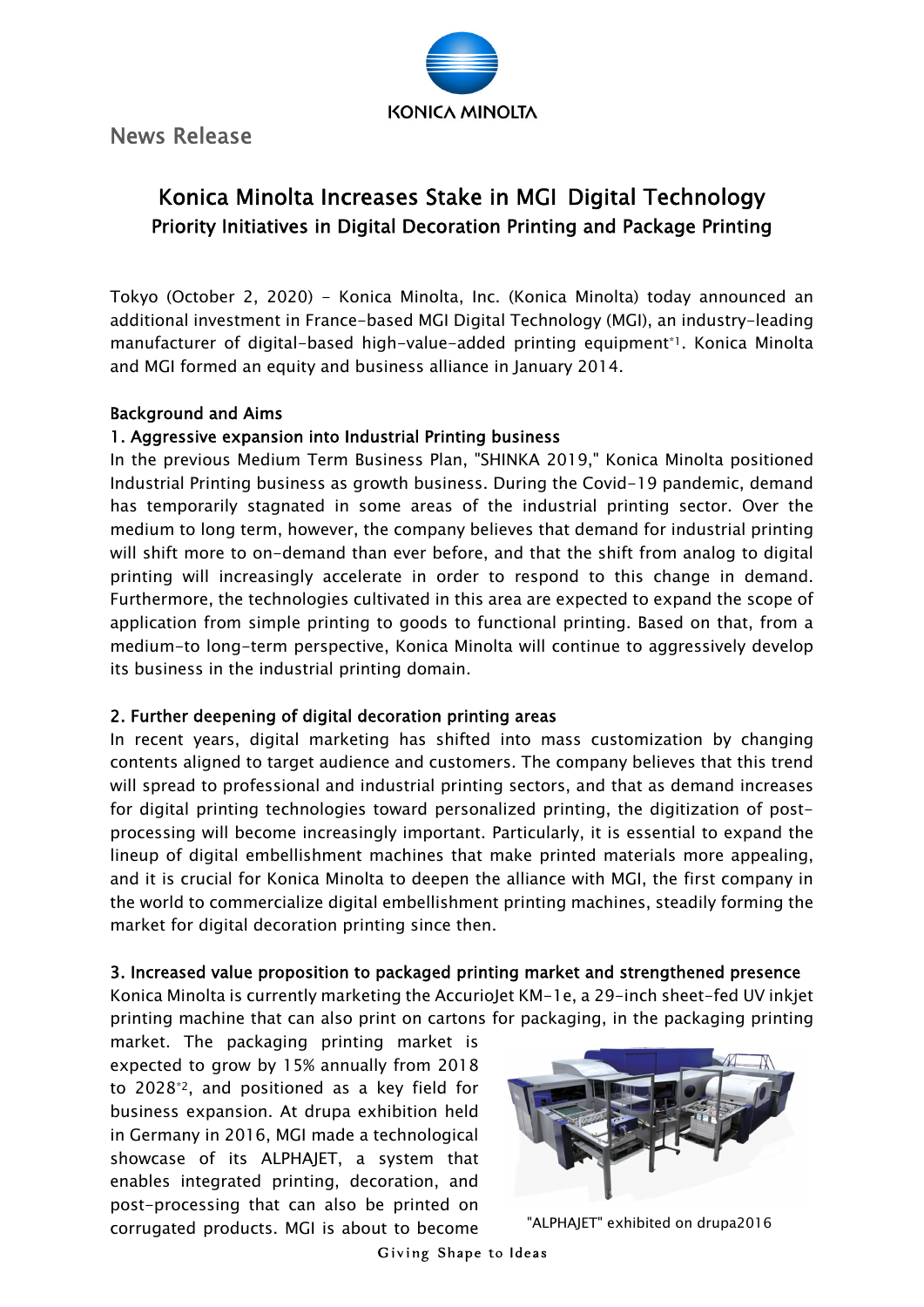News Release

# Konica Minolta Increases Stake in MGI Digital Technology

## Priority Initiatives in Digital Decoration Printing and Package Printing

Tokyo (October 2, 2020) - Konica Minolta, Inc. (Konica Minolta) today announced an additional investment in France-based MGI Digital Technology (MGI), an industry-leading manufacturer of digital-based high-value-added printing equipment[*1]. Konica Minolta and MGI formed an equity and business alliance in January 2014.

### Background and Aims

#### 1. Aggressive expansion into Industrial Printing business

In the previous Medium Term Business Plan, "SHINKA 2019," Konica Minolta positioned Industrial Printing business as growth business. During the Covid-19 pandemic, demand has temporarily stagnated in some areas of the industrial printing sector. Over the medium to long term, however, the company believes that demand for industrial printing will shift more to on-demand than ever before, and that the shift from analog to digital printing will increasingly accelerate in order to respond to this change in demand. Furthermore, the technologies cultivated in this area are expected to expand the scope of application from simple printing to goods to functional printing. Based on that, from a medium-to long-term perspective, Konica Minolta will continue to aggressively develop its business in the industrial printing domain.

#### 2. Further deepening of digital decoration printing areas

In recent years, digital marketing has shifted into mass customization by changing contents aligned to target audience and customers. The company believes that this trend will spread to professional and industrial printing sectors, and that as demand increases for digital printing technologies toward personalized printing, the digitization of post-processing will become increasingly important. Particularly, it is essential to expand the lineup of digital embellishment machines that make printed materials more appealing, and it is crucial for Konica Minolta to deepen the alliance with MGI, the first company in the world to commercialize digital embellishment printing machines, steadily forming the market for digital decoration printing since then.

#### 3. Increased value proposition to packaged printing market and strengthened presence

Konica Minolta is currently marketing the AccurioJet KM-1e, a 29-inch sheet-fed UV inkjet printing machine that can also print on cartons for packaging, in the packaging printing market. The packaging printing market is expected to grow by 15% annually from 2018 to 2028[*2], and positioned as a key field for business expansion. At drupa exhibition held in Germany in 2016, MGI made a technological showcase of its ALPHAJET, a system that enables integrated printing, decoration, and post-processing that can also be printed on corrugated products. MGI is about to become

"ALPHAJET" exhibited on drupa2016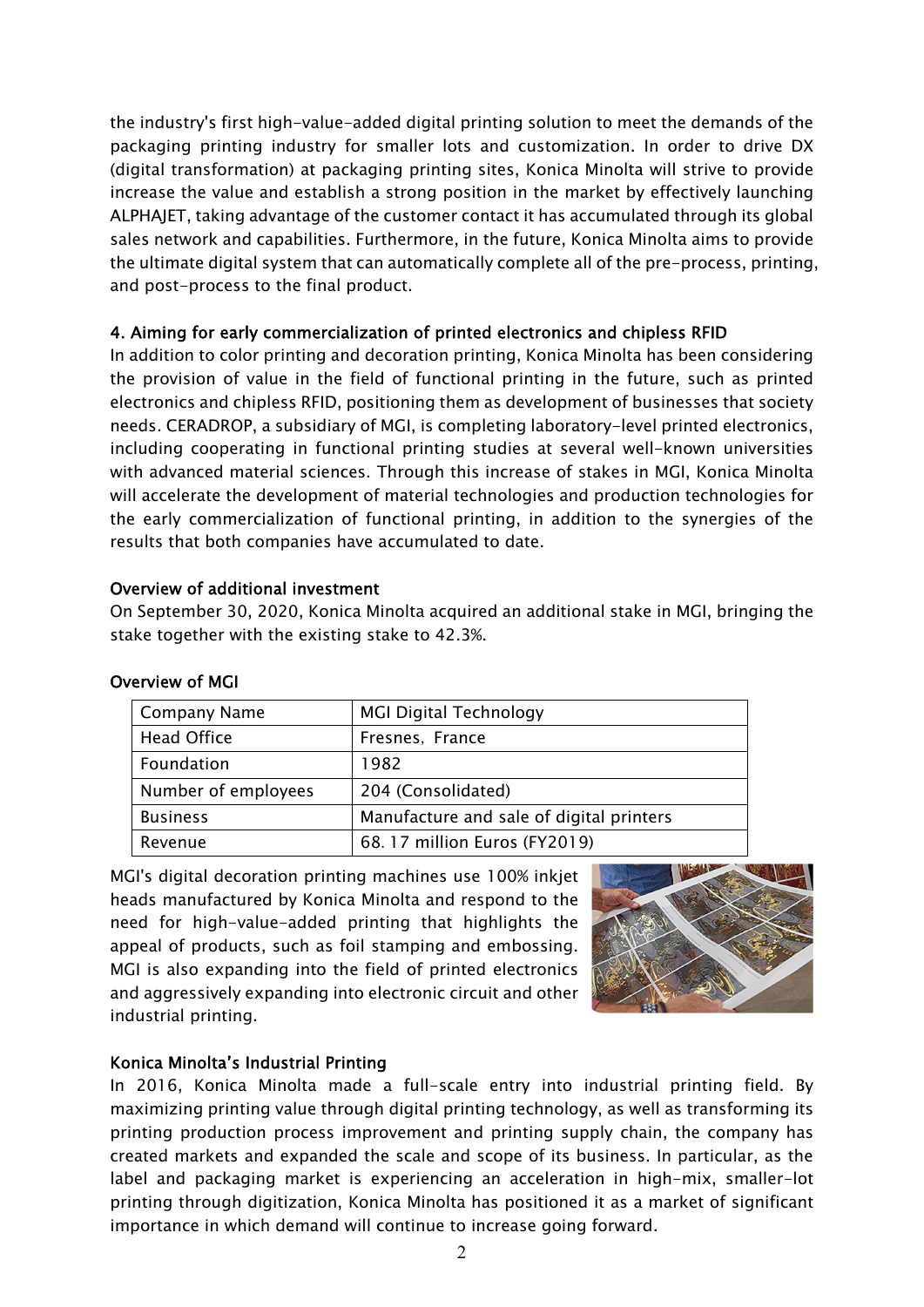the industry's first high-value-added digital printing solution to meet the demands of the packaging printing industry for smaller lots and customization. In order to drive DX (digital transformation) at packaging printing sites, Konica Minolta will strive to provide increase the value and establish a strong position in the market by effectively launching ALPHAJET, taking advantage of the customer contact it has accumulated through its global sales network and capabilities. Furthermore, in the future, Konica Minolta aims to provide the ultimate digital system that can automatically complete all of the pre-process, printing, and post-process to the final product.

### 4. Aiming for early commercialization of printed electronics and chipless RFID

In addition to color printing and decoration printing, Konica Minolta has been considering the provision of value in the field of functional printing in the future, such as printed electronics and chipless RFID, positioning them as development of businesses that society needs. CERADROP, a subsidiary of MGI, is completing laboratory-level printed electronics, including cooperating in functional printing studies at several well-known universities with advanced material sciences. Through this increase of stakes in MGI, Konica Minolta will accelerate the development of material technologies and production technologies for the early commercialization of functional printing, in addition to the synergies of the results that both companies have accumulated to date.

### Overview of additional investment

On September 30, 2020, Konica Minolta acquired an additional stake in MGI, bringing the stake together with the existing stake to 42.3%.

### Overview of MGI

| Company Name | MGI Digital Technology |
|---|---|
| Head Office | Fresnes, France |
| Foundation | 1982 |
| Number of employees | 204 (Consolidated) |
| Business | Manufacture and sale of digital printers |
| Revenue | 68. 17 million Euros (FY2019) |

MGI's digital decoration printing machines use 100% inkjet heads manufactured by Konica Minolta and respond to the need for high-value-added printing that highlights the appeal of products, such as foil stamping and embossing. MGI is also expanding into the field of printed electronics and aggressively expanding into electronic circuit and other industrial printing.

### Konica Minolta's Industrial Printing

In 2016, Konica Minolta made a full-scale entry into industrial printing field. By maximizing printing value through digital printing technology, as well as transforming its printing production process improvement and printing supply chain, the company has created markets and expanded the scale and scope of its business. In particular, as the label and packaging market is experiencing an acceleration in high-mix, smaller-lot printing through digitization, Konica Minolta has positioned it as a market of significant importance in which demand will continue to increase going forward.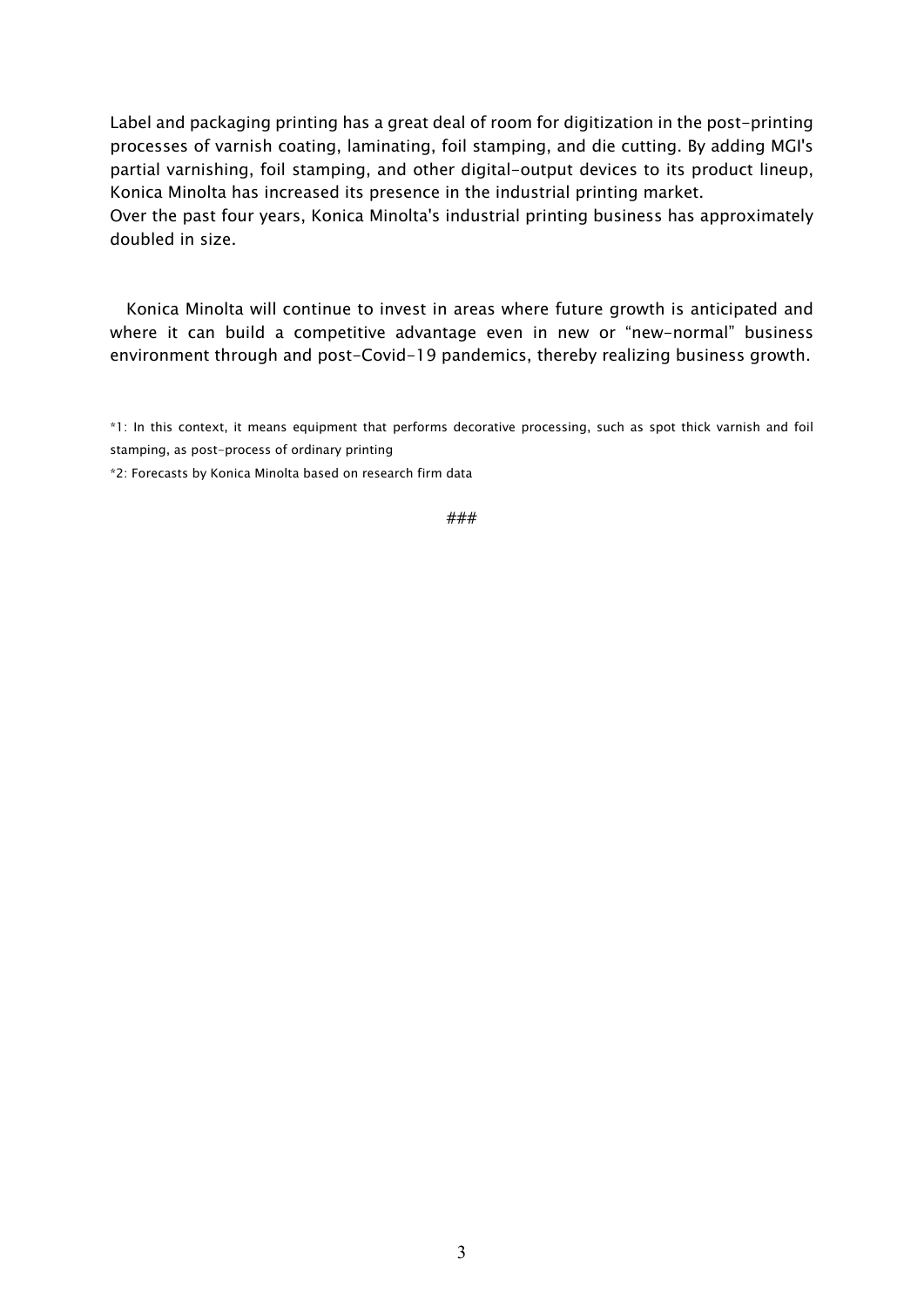Label and packaging printing has a great deal of room for digitization in the post-printing processes of varnish coating, laminating, foil stamping, and die cutting. By adding MGI's partial varnishing, foil stamping, and other digital-output devices to its product lineup, Konica Minolta has increased its presence in the industrial printing market.
Over the past four years, Konica Minolta's industrial printing business has approximately doubled in size.

Konica Minolta will continue to invest in areas where future growth is anticipated and where it can build a competitive advantage even in new or "new-normal" business environment through and post-Covid-19 pandemics, thereby realizing business growth.

*1: In this context, it means equipment that performs decorative processing, such as spot thick varnish and foil stamping, as post-process of ordinary printing

*2: Forecasts by Konica Minolta based on research firm data

###